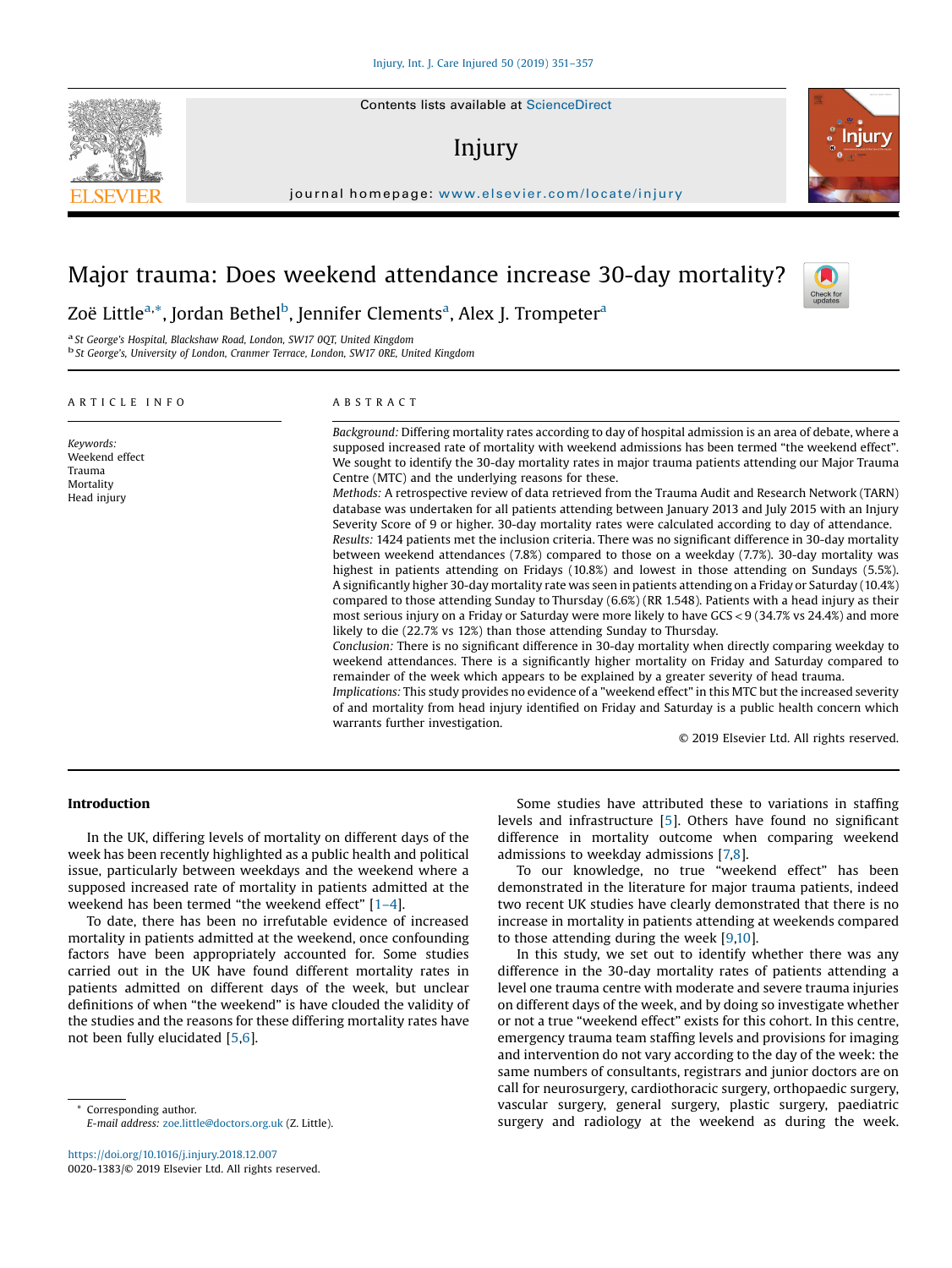// Major trauma: Does weekend attendance increase 30-day mortality?

Zoë Little[a,*], Jordan Bethel[b], Jennifer Clements[a], Alex J. Trompeter[a]

[a] St George's Hospital, Blackshaw Road, London, SW17 0QT, United Kingdom
[b] St George's, University of London, Cranmer Terrace, London, SW17 0RE, United Kingdom

ARTICLE INFO

*Keywords:*
Weekend effect
Trauma
Mortality
Head injury

ABSTRACT

*Background:* Differing mortality rates according to day of hospital admission is an area of debate, where a supposed increased rate of mortality with weekend admissions has been termed "the weekend effect". We sought to identify the 30-day mortality rates in major trauma patients attending our Major Trauma Centre (MTC) and the underlying reasons for these.

*Methods:* A retrospective review of data retrieved from the Trauma Audit and Research Network (TARN) database was undertaken for all patients attending between January 2013 and July 2015 with an Injury Severity Score of 9 or higher. 30-day mortality rates were calculated according to day of attendance.

*Results:* 1424 patients met the inclusion criteria. There was no significant difference in 30-day mortality between weekend attendances (7.8%) compared to those on a weekday (7.7%). 30-day mortality was highest in patients attending on Fridays (10.8%) and lowest in those attending on Sundays (5.5%). A significantly higher 30-day mortality rate was seen in patients attending on a Friday or Saturday (10.4%) compared to those attending Sunday to Thursday (6.6%) (RR 1.548). Patients with a head injury as their most serious injury on a Friday or Saturday were more likely to have GCS < 9 (34.7% vs 24.4%) and more likely to die (22.7% vs 12%) than those attending Sunday to Thursday.

*Conclusion:* There is no significant difference in 30-day mortality when directly comparing weekday to weekend attendances. There is a significantly higher mortality on Friday and Saturday compared to remainder of the week which appears to be explained by a greater severity of head trauma.

*Implications:* This study provides no evidence of a "weekend effect" in this MTC but the increased severity of and mortality from head injury identified on Friday and Saturday is a public health concern which warrants further investigation.

© 2019 Elsevier Ltd. All rights reserved.

## Introduction

In the UK, differing levels of mortality on different days of the week has been recently highlighted as a public health and political issue, particularly between weekdays and the weekend where a supposed increased rate of mortality in patients admitted at the weekend has been termed "the weekend effect" [1–4].

To date, there has been no irrefutable evidence of increased mortality in patients admitted at the weekend, once confounding factors have been appropriately accounted for. Some studies carried out in the UK have found different mortality rates in patients admitted on different days of the week, but unclear definitions of when "the weekend" is have clouded the validity of the studies and the reasons for these differing mortality rates have not been fully elucidated [5,6].

Some studies have attributed these to variations in staffing levels and infrastructure [5]. Others have found no significant difference in mortality outcome when comparing weekend admissions to weekday admissions [7,8].

To our knowledge, no true "weekend effect" has been demonstrated in the literature for major trauma patients, indeed two recent UK studies have clearly demonstrated that there is no increase in mortality in patients attending at weekends compared to those attending during the week [9,10].

In this study, we set out to identify whether there was any difference in the 30-day mortality rates of patients attending a level one trauma centre with moderate and severe trauma injuries on different days of the week, and by doing so investigate whether or not a true "weekend effect" exists for this cohort. In this centre, emergency trauma team staffing levels and provisions for imaging and intervention do not vary according to the day of the week: the same numbers of consultants, registrars and junior doctors are on call for neurosurgery, cardiothoracic surgery, orthopaedic surgery, vascular surgery, general surgery, plastic surgery, paediatric surgery and radiology at the weekend as during the week.

\* Corresponding author.
*E-mail address:* zoe.little@doctors.org.uk (Z. Little).

https://doi.org/10.1016/j.injury.2018.12.007
0020-1383/© 2019 Elsevier Ltd. All rights reserved.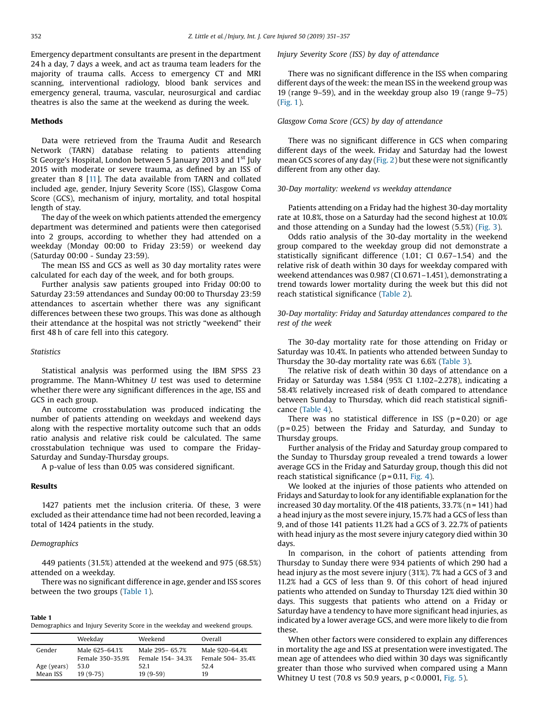Emergency department consultants are present in the department 24 h a day, 7 days a week, and act as trauma team leaders for the majority of trauma calls. Access to emergency CT and MRI scanning, interventional radiology, blood bank services and emergency general, trauma, vascular, neurosurgical and cardiac theatres is also the same at the weekend as during the week.

## Methods

Data were retrieved from the Trauma Audit and Research Network (TARN) database relating to patients attending St George's Hospital, London between 5 January 2013 and 1st July 2015 with moderate or severe trauma, as defined by an ISS of greater than 8 [11]. The data available from TARN and collated included age, gender, Injury Severity Score (ISS), Glasgow Coma Score (GCS), mechanism of injury, mortality, and total hospital length of stay.

The day of the week on which patients attended the emergency department was determined and patients were then categorised into 2 groups, according to whether they had attended on a weekday (Monday 00:00 to Friday 23:59) or weekend day (Saturday 00:00 - Sunday 23:59).

The mean ISS and GCS as well as 30 day mortality rates were calculated for each day of the week, and for both groups.

Further analysis saw patients grouped into Friday 00:00 to Saturday 23:59 attendances and Sunday 00:00 to Thursday 23:59 attendances to ascertain whether there was any significant differences between these two groups. This was done as although their attendance at the hospital was not strictly "weekend" their first 48 h of care fell into this category.

### Statistics

Statistical analysis was performed using the IBM SPSS 23 programme. The Mann-Whitney *U* test was used to determine whether there were any significant differences in the age, ISS and GCS in each group.

An outcome crosstabulation was produced indicating the number of patients attending on weekdays and weekend days along with the respective mortality outcome such that an odds ratio analysis and relative risk could be calculated. The same crosstabulation technique was used to compare the Friday-Saturday and Sunday-Thursday groups.

A p-value of less than 0.05 was considered significant.

## Results

1427 patients met the inclusion criteria. Of these, 3 were excluded as their attendance time had not been recorded, leaving a total of 1424 patients in the study.

### Demographics

449 patients (31.5%) attended at the weekend and 975 (68.5%) attended on a weekday.

There was no significant difference in age, gender and ISS scores between the two groups (Table 1).

**Table 1**
Demographics and Injury Severity Score in the weekday and weekend groups.

| | Weekday | Weekend | Overall |
|---|---|---|---|
| Gender | Male 625–64.1% | Male 295– 65.7% | Male 920–64.4% |
| | Female 350–35.9% | Female 154– 34.3% | Female 504– 35.4% |
| Age (years) | 53.0 | 52.1 | 52.4 |
| Mean ISS | 19 (9-75) | 19 (9-59) | 19 |

### Injury Severity Score (ISS) by day of attendance

There was no significant difference in the ISS when comparing different days of the week: the mean ISS in the weekend group was 19 (range 9–59), and in the weekday group also 19 (range 9–75) (Fig. 1).

### Glasgow Coma Score (GCS) by day of attendance

There was no significant difference in GCS when comparing different days of the week. Friday and Saturday had the lowest mean GCS scores of any day (Fig. 2) but these were not significantly different from any other day.

### 30-Day mortality: weekend vs weekday attendance

Patients attending on a Friday had the highest 30-day mortality rate at 10.8%, those on a Saturday had the second highest at 10.0% and those attending on a Sunday had the lowest (5.5%) (Fig. 3).

Odds ratio analysis of the 30-day mortality in the weekend group compared to the weekday group did not demonstrate a statistically significant difference (1.01; CI 0.67–1.54) and the relative risk of death within 30 days for weekday compared with weekend attendances was 0.987 (CI 0.671–1.451), demonstrating a trend towards lower mortality during the week but this did not reach statistical significance (Table 2).

### 30-Day mortality: Friday and Saturday attendances compared to the rest of the week

The 30-day mortality rate for those attending on Friday or Saturday was 10.4%. In patients who attended between Sunday to Thursday the 30-day mortality rate was 6.6% (Table 3).

The relative risk of death within 30 days of attendance on a Friday or Saturday was 1.584 (95% CI 1.102–2.278), indicating a 58.4% relatively increased risk of death compared to attendance between Sunday to Thursday, which did reach statistical significance (Table 4).

There was no statistical difference in ISS ($p = 0.20$) or age ($p = 0.25$) between the Friday and Saturday, and Sunday to Thursday groups.

Further analysis of the Friday and Saturday group compared to the Sunday to Thursday group revealed a trend towards a lower average GCS in the Friday and Saturday group, though this did not reach statistical significance ($p = 0.11$, Fig. 4).

We looked at the injuries of those patients who attended on Fridays and Saturday to look for any identifiable explanation for the increased 30 day mortality. Of the 418 patients, 33.7% (n = 141) had a head injury as the most severe injury, 15.7% had a GCS of less than 9, and of those 141 patients 11.2% had a GCS of 3. 22.7% of patients with head injury as the most severe injury category died within 30 days.

In comparison, in the cohort of patients attending from Thursday to Sunday there were 934 patients of which 290 had a head injury as the most severe injury (31%). 7% had a GCS of 3 and 11.2% had a GCS of less than 9. Of this cohort of head injured patients who attended on Sunday to Thursday 12% died within 30 days. This suggests that patients who attend on a Friday or Saturday have a tendency to have more significant head injuries, as indicated by a lower average GCS, and were more likely to die from these.

When other factors were considered to explain any differences in mortality the age and ISS at presentation were investigated. The mean age of attendees who died within 30 days was significantly greater than those who survived when compared using a Mann Whitney U test (70.8 vs 50.9 years, $p < 0.0001$, Fig. 5).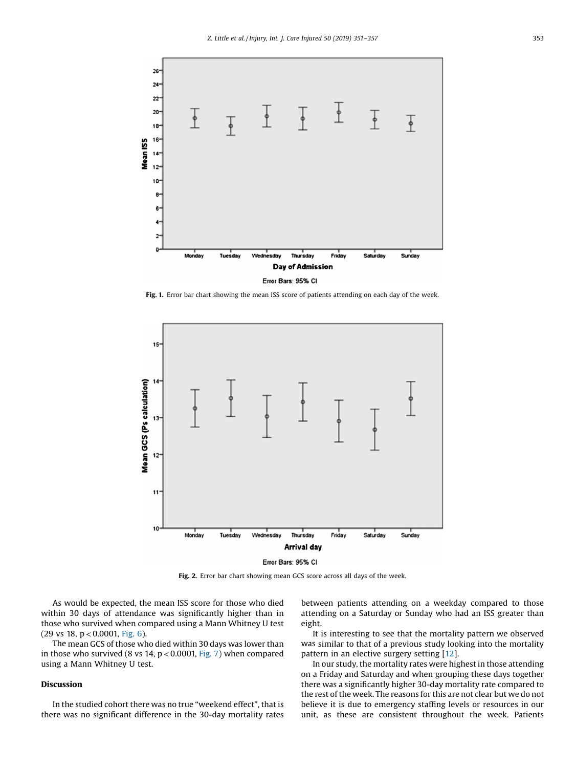Fig. 1. Error bar chart showing the mean ISS score of patients attending on each day of the week.

Fig. 2. Error bar chart showing mean GCS score across all days of the week.

As would be expected, the mean ISS score for those who died within 30 days of attendance was significantly higher than in those who survived when compared using a Mann Whitney U test (29 vs 18, $p < 0.0001$, Fig. 6).

The mean GCS of those who died within 30 days was lower than in those who survived (8 vs 14, $p < 0.0001$, Fig. 7) when compared using a Mann Whitney U test.

## Discussion

In the studied cohort there was no true “weekend effect”, that is there was no significant difference in the 30-day mortality rates between patients attending on a weekday compared to those attending on a Saturday or Sunday who had an ISS greater than eight.

It is interesting to see that the mortality pattern we observed was similar to that of a previous study looking into the mortality pattern in an elective surgery setting [12].

In our study, the mortality rates were highest in those attending on a Friday and Saturday and when grouping these days together there was a significantly higher 30-day mortality rate compared to the rest of the week. The reasons for this are not clear but we do not believe it is due to emergency staffing levels or resources in our unit, as these are consistent throughout the week. Patients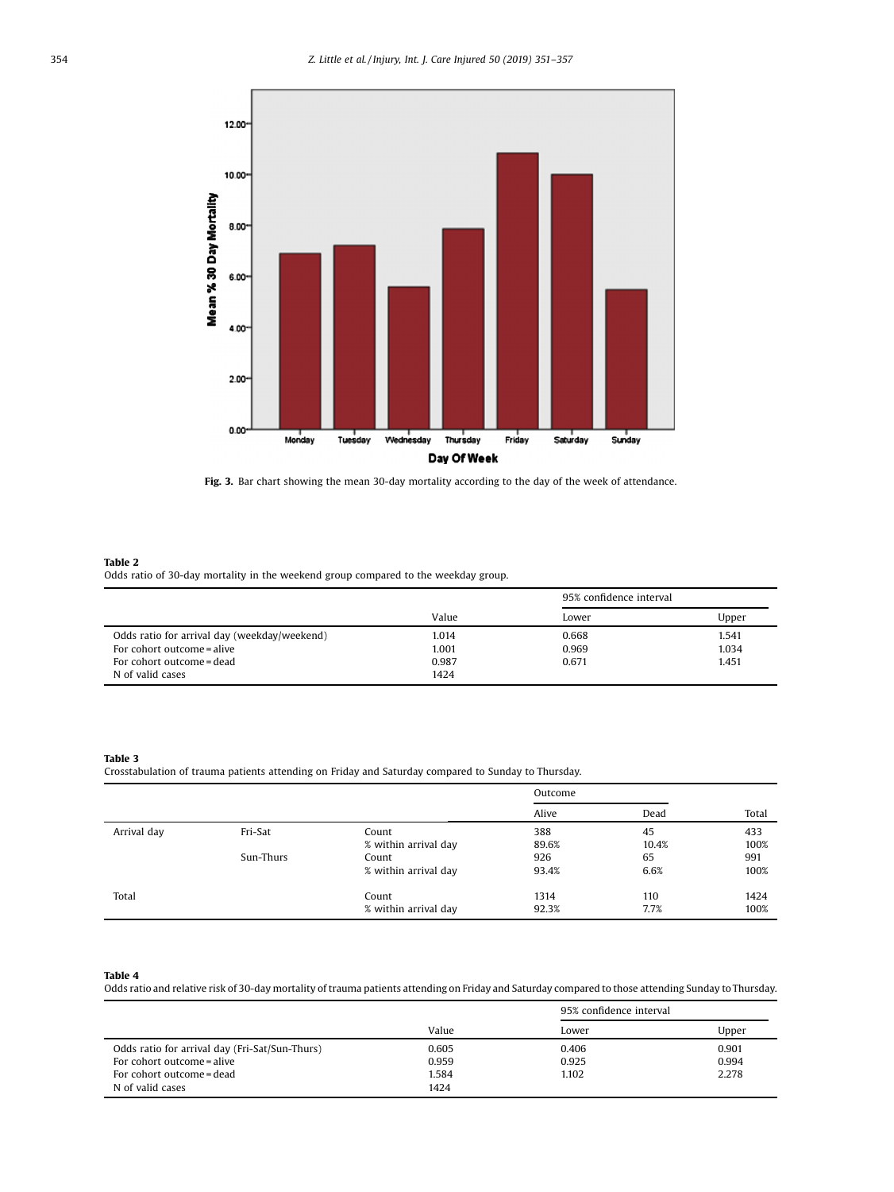Fig. 3. Bar chart showing the mean 30-day mortality according to the day of the week of attendance.

**Table 2**
Odds ratio of 30-day mortality in the weekend group compared to the weekday group.

| | Value | 95% confidence interval | |
|---|---|---|---|
| | | Lower | Upper |
| Odds ratio for arrival day (weekday/weekend) | 1.014 | 0.668 | 1.541 |
| For cohort outcome = alive | 1.001 | 0.969 | 1.034 |
| For cohort outcome = dead | 0.987 | 0.671 | 1.451 |
| N of valid cases | 1424 | | |

**Table 3**
Crosstabulation of trauma patients attending on Friday and Saturday compared to Sunday to Thursday.

| | | | Outcome | | Total |
|---|---|---|---|---|---|
| | | | Alive | Dead | |
| Arrival day | Fri-Sat | Count | 388 | 45 | 433 |
| | | % within arrival day | 89.6% | 10.4% | 100% |
| | Sun-Thurs | Count | 926 | 65 | 991 |
| | | % within arrival day | 93.4% | 6.6% | 100% |
| Total | | Count | 1314 | 110 | 1424 |
| | | % within arrival day | 92.3% | 7.7% | 100% |

**Table 4**
Odds ratio and relative risk of 30-day mortality of trauma patients attending on Friday and Saturday compared to those attending Sunday to Thursday.

| | Value | 95% confidence interval | |
|---|---|---|---|
| | | Lower | Upper |
| Odds ratio for arrival day (Fri-Sat/Sun-Thurs) | 0.605 | 0.406 | 0.901 |
| For cohort outcome = alive | 0.959 | 0.925 | 0.994 |
| For cohort outcome = dead | 1.584 | 1.102 | 2.278 |
| N of valid cases | 1424 | | |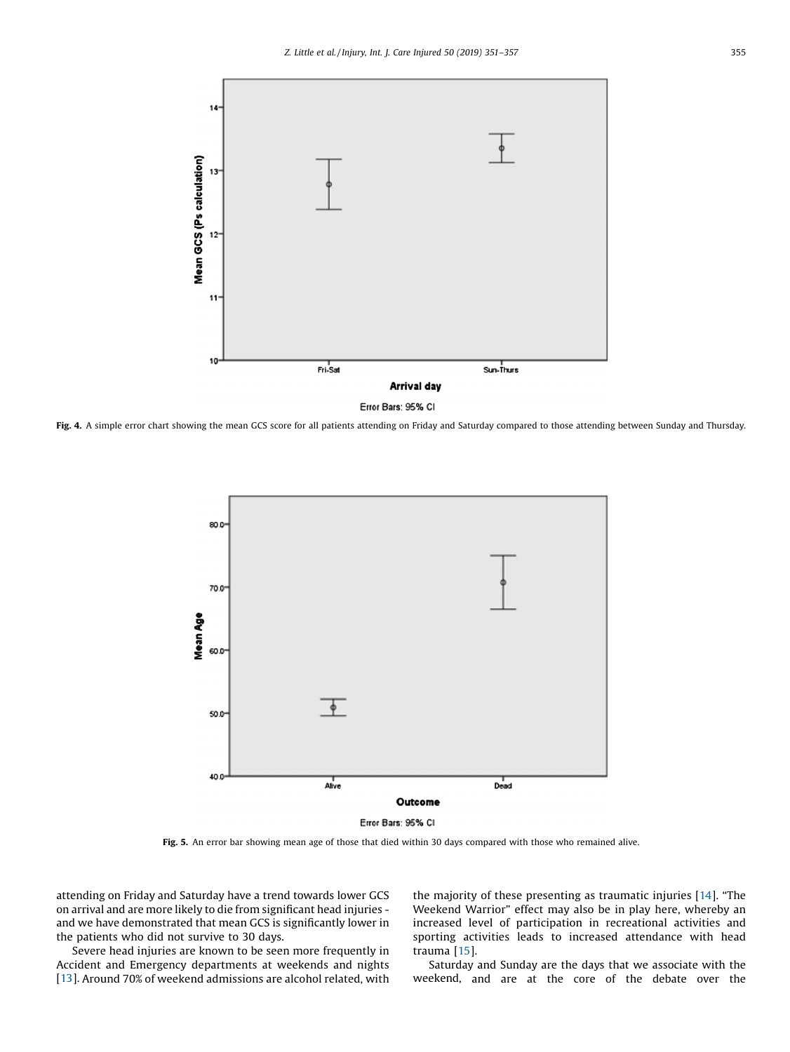Fig. 4. A simple error chart showing the mean GCS score for all patients attending on Friday and Saturday compared to those attending between Sunday and Thursday.

Fig. 5. An error bar showing mean age of those that died within 30 days compared with those who remained alive.

attending on Friday and Saturday have a trend towards lower GCS on arrival and are more likely to die from significant head injuries - and we have demonstrated that mean GCS is significantly lower in the patients who did not survive to 30 days.

Severe head injuries are known to be seen more frequently in Accident and Emergency departments at weekends and nights [13]. Around 70% of weekend admissions are alcohol related, with the majority of these presenting as traumatic injuries [14]. "The Weekend Warrior" effect may also be in play here, whereby an increased level of participation in recreational activities and sporting activities leads to increased attendance with head trauma [15].

Saturday and Sunday are the days that we associate with the weekend, and are at the core of the debate over the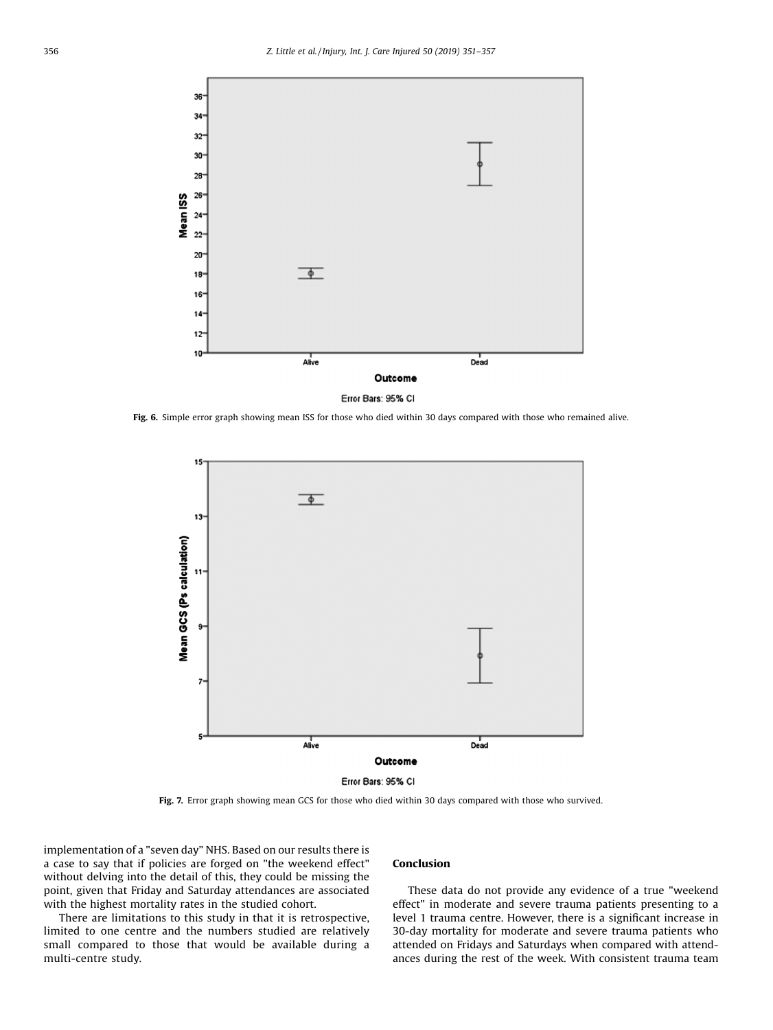Fig. 6. Simple error graph showing mean ISS for those who died within 30 days compared with those who remained alive.

Fig. 7. Error graph showing mean GCS for those who died within 30 days compared with those who survived.

implementation of a "seven day" NHS. Based on our results there is a case to say that if policies are forged on "the weekend effect" without delving into the detail of this, they could be missing the point, given that Friday and Saturday attendances are associated with the highest mortality rates in the studied cohort.

There are limitations to this study in that it is retrospective, limited to one centre and the numbers studied are relatively small compared to those that would be available during a multi-centre study.

## Conclusion

These data do not provide any evidence of a true "weekend effect" in moderate and severe trauma patients presenting to a level 1 trauma centre. However, there is a significant increase in 30-day mortality for moderate and severe trauma patients who attended on Fridays and Saturdays when compared with attendances during the rest of the week. With consistent trauma team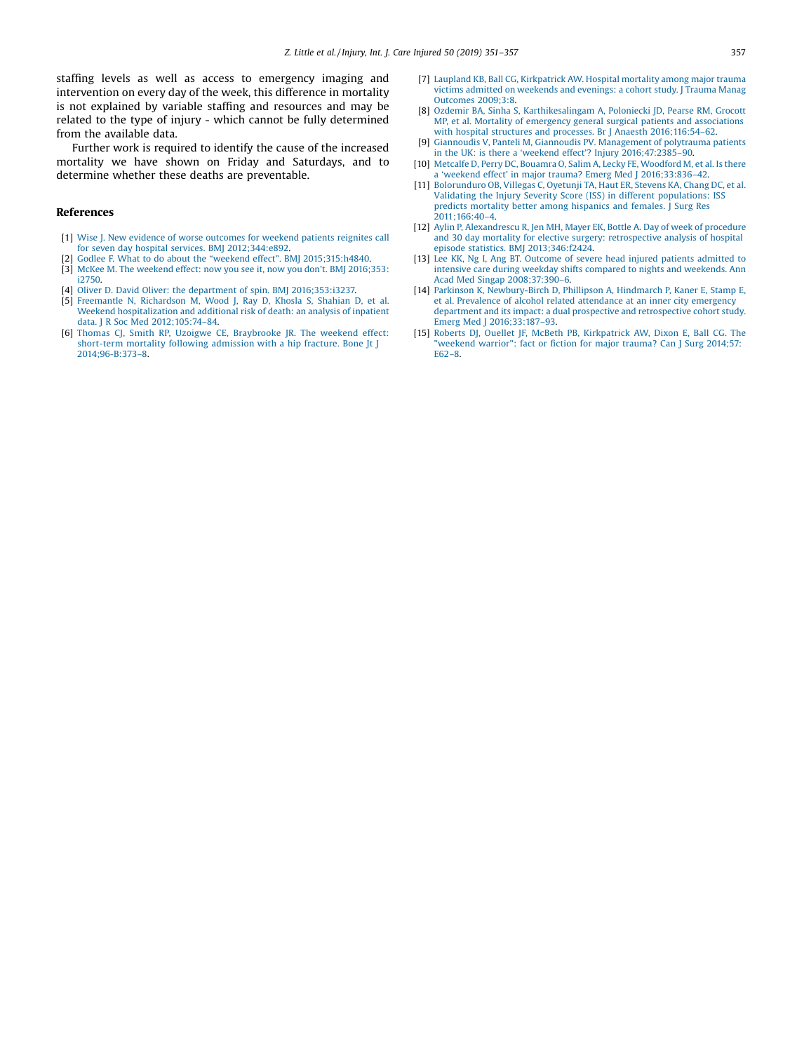staffing levels as well as access to emergency imaging and intervention on every day of the week, this difference in mortality is not explained by variable staffing and resources and may be related to the type of injury - which cannot be fully determined from the available data.

Further work is required to identify the cause of the increased mortality we have shown on Friday and Saturdays, and to determine whether these deaths are preventable.

## References

[1] Wise J. New evidence of worse outcomes for weekend patients reignites call for seven day hospital services. BMJ 2012;344:e892.

[2] Godlee F. What to do about the "weekend effect". BMJ 2015;315:h4840.

[3] McKee M. The weekend effect: now you see it, now you don't. BMJ 2016;353:i2750.

[4] Oliver D. David Oliver: the department of spin. BMJ 2016;353:i3237.

[5] Freemantle N, Richardson M, Wood J, Ray D, Khosla S, Shahian D, et al. Weekend hospitalization and additional risk of death: an analysis of inpatient data. J R Soc Med 2012;105:74–84.

[6] Thomas CJ, Smith RP, Uzoigwe CE, Braybrooke JR. The weekend effect: short-term mortality following admission with a hip fracture. Bone Jt J 2014;96-B:373–8.

[7] Laupland KB, Ball CG, Kirkpatrick AW. Hospital mortality among major trauma victims admitted on weekends and evenings: a cohort study. J Trauma Manag Outcomes 2009;3:8.

[8] Ozdemir BA, Sinha S, Karthikesalingam A, Poloniecki JD, Pearse RM, Grocott MP, et al. Mortality of emergency general surgical patients and associations with hospital structures and processes. Br J Anaesth 2016;116:54–62.

[9] Giannoudis V, Panteli M, Giannoudis PV. Management of polytrauma patients in the UK: is there a 'weekend effect'? Injury 2016;47:2385–90.

[10] Metcalfe D, Perry DC, Bouamra O, Salim A, Lecky FE, Woodford M, et al. Is there a 'weekend effect' in major trauma? Emerg Med J 2016;33:836–42.

[11] Bolorunduro OB, Villegas C, Oyetunji TA, Haut ER, Stevens KA, Chang DC, et al. Validating the Injury Severity Score (ISS) in different populations: ISS predicts mortality better among hispanics and females. J Surg Res 2011;166:40–4.

[12] Aylin P, Alexandrescu R, Jen MH, Mayer EK, Bottle A. Day of week of procedure and 30 day mortality for elective surgery: retrospective analysis of hospital episode statistics. BMJ 2013;346:f2424.

[13] Lee KK, Ng I, Ang BT. Outcome of severe head injured patients admitted to intensive care during weekday shifts compared to nights and weekends. Ann Acad Med Singap 2008;37:390–6.

[14] Parkinson K, Newbury-Birch D, Phillipson A, Hindmarch P, Kaner E, Stamp E, et al. Prevalence of alcohol related attendance at an inner city emergency department and its impact: a dual prospective and retrospective cohort study. Emerg Med J 2016;33:187–93.

[15] Roberts DJ, Ouellet JF, McBeth PB, Kirkpatrick AW, Dixon E, Ball CG. The "weekend warrior": fact or fiction for major trauma? Can J Surg 2014;57: E62–8.